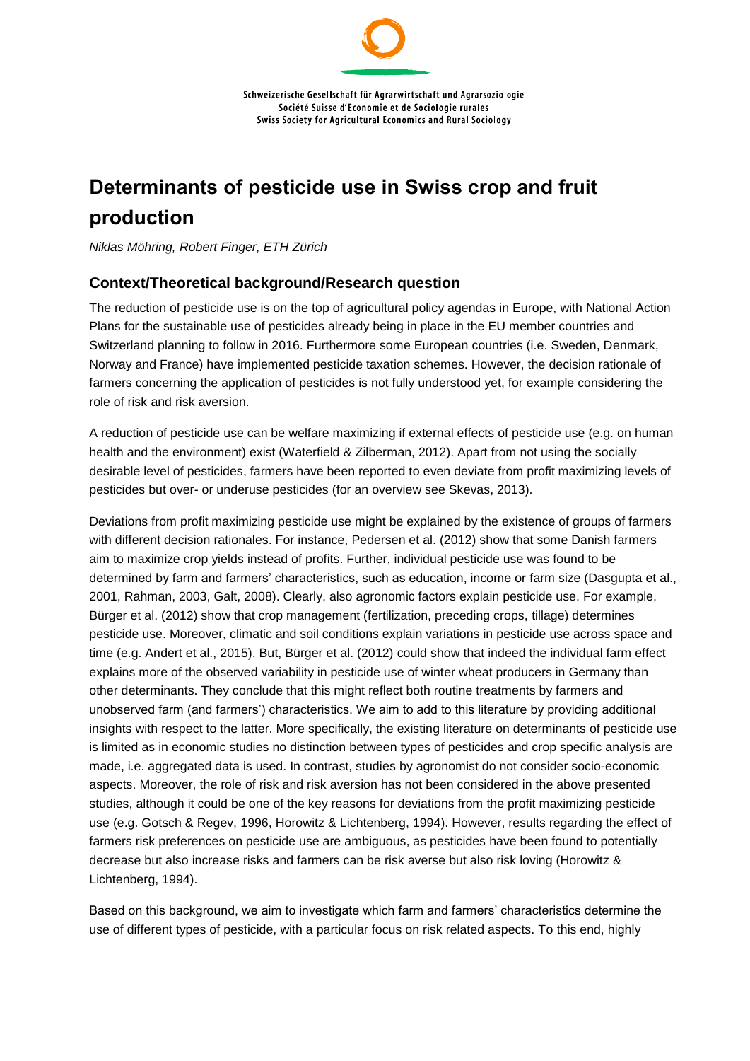Schweizerische Gesellschaft für Agrarwirtschaft und Agrarsoziologie
Société Suisse d'Economie et de Sociologie rurales
Swiss Society for Agricultural Economics and Rural Sociology

# Determinants of pesticide use in Swiss crop and fruit production

*Niklas Möhring, Robert Finger, ETH Zürich*

## Context/Theoretical background/Research question

The reduction of pesticide use is on the top of agricultural policy agendas in Europe, with National Action Plans for the sustainable use of pesticides already being in place in the EU member countries and Switzerland planning to follow in 2016. Furthermore some European countries (i.e. Sweden, Denmark, Norway and France) have implemented pesticide taxation schemes. However, the decision rationale of farmers concerning the application of pesticides is not fully understood yet, for example considering the role of risk and risk aversion.

A reduction of pesticide use can be welfare maximizing if external effects of pesticide use (e.g. on human health and the environment) exist (Waterfield & Zilberman, 2012). Apart from not using the socially desirable level of pesticides, farmers have been reported to even deviate from profit maximizing levels of pesticides but over- or underuse pesticides (for an overview see Skevas, 2013).

Deviations from profit maximizing pesticide use might be explained by the existence of groups of farmers with different decision rationales. For instance, Pedersen et al. (2012) show that some Danish farmers aim to maximize crop yields instead of profits. Further, individual pesticide use was found to be determined by farm and farmers' characteristics, such as education, income or farm size (Dasgupta et al., 2001, Rahman, 2003, Galt, 2008). Clearly, also agronomic factors explain pesticide use. For example, Bürger et al. (2012) show that crop management (fertilization, preceding crops, tillage) determines pesticide use. Moreover, climatic and soil conditions explain variations in pesticide use across space and time (e.g. Andert et al., 2015). But, Bürger et al. (2012) could show that indeed the individual farm effect explains more of the observed variability in pesticide use of winter wheat producers in Germany than other determinants. They conclude that this might reflect both routine treatments by farmers and unobserved farm (and farmers') characteristics. We aim to add to this literature by providing additional insights with respect to the latter. More specifically, the existing literature on determinants of pesticide use is limited as in economic studies no distinction between types of pesticides and crop specific analysis are made, i.e. aggregated data is used. In contrast, studies by agronomist do not consider socio-economic aspects. Moreover, the role of risk and risk aversion has not been considered in the above presented studies, although it could be one of the key reasons for deviations from the profit maximizing pesticide use (e.g. Gotsch & Regev, 1996, Horowitz & Lichtenberg, 1994). However, results regarding the effect of farmers risk preferences on pesticide use are ambiguous, as pesticides have been found to potentially decrease but also increase risks and farmers can be risk averse but also risk loving (Horowitz & Lichtenberg, 1994).

Based on this background, we aim to investigate which farm and farmers' characteristics determine the use of different types of pesticide, with a particular focus on risk related aspects. To this end, highly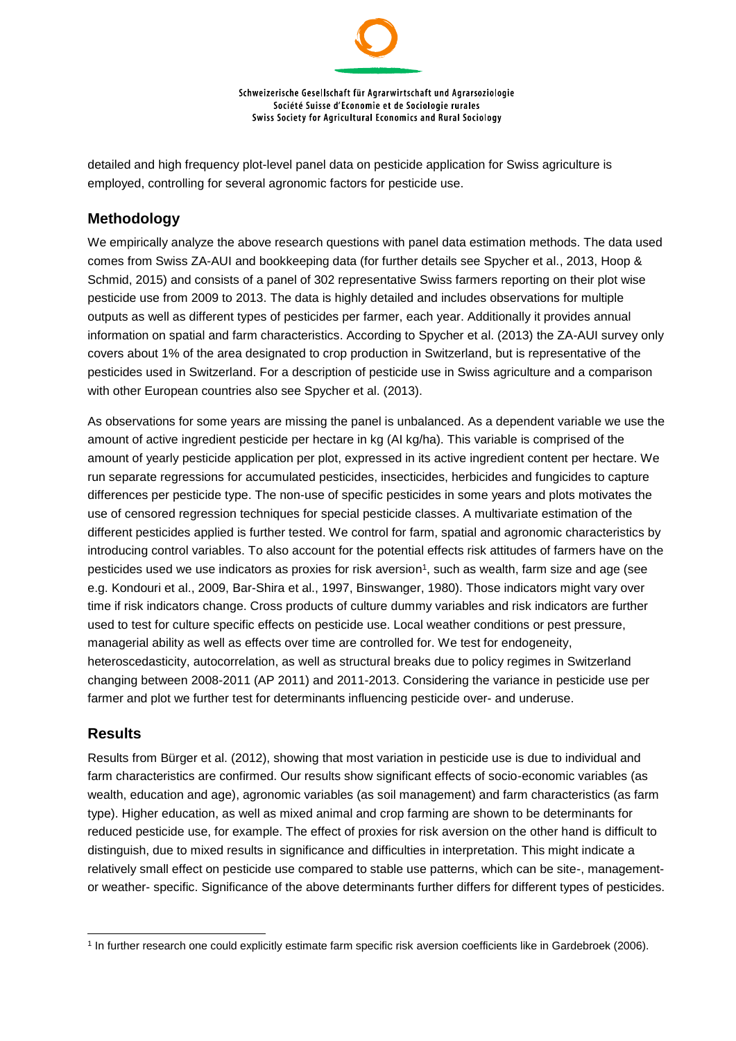detailed and high frequency plot-level panel data on pesticide application for Swiss agriculture is employed, controlling for several agronomic factors for pesticide use.

## Methodology

We empirically analyze the above research questions with panel data estimation methods. The data used comes from Swiss ZA-AUI and bookkeeping data (for further details see Spycher et al., 2013, Hoop & Schmid, 2015) and consists of a panel of 302 representative Swiss farmers reporting on their plot wise pesticide use from 2009 to 2013. The data is highly detailed and includes observations for multiple outputs as well as different types of pesticides per farmer, each year. Additionally it provides annual information on spatial and farm characteristics. According to Spycher et al. (2013) the ZA-AUI survey only covers about 1% of the area designated to crop production in Switzerland, but is representative of the pesticides used in Switzerland. For a description of pesticide use in Swiss agriculture and a comparison with other European countries also see Spycher et al. (2013).

As observations for some years are missing the panel is unbalanced. As a dependent variable we use the amount of active ingredient pesticide per hectare in kg (AI kg/ha). This variable is comprised of the amount of yearly pesticide application per plot, expressed in its active ingredient content per hectare. We run separate regressions for accumulated pesticides, insecticides, herbicides and fungicides to capture differences per pesticide type. The non-use of specific pesticides in some years and plots motivates the use of censored regression techniques for special pesticide classes. A multivariate estimation of the different pesticides applied is further tested. We control for farm, spatial and agronomic characteristics by introducing control variables. To also account for the potential effects risk attitudes of farmers have on the pesticides used we use indicators as proxies for risk aversion[1], such as wealth, farm size and age (see e.g. Kondouri et al., 2009, Bar-Shira et al., 1997, Binswanger, 1980). Those indicators might vary over time if risk indicators change. Cross products of culture dummy variables and risk indicators are further used to test for culture specific effects on pesticide use. Local weather conditions or pest pressure, managerial ability as well as effects over time are controlled for. We test for endogeneity, heteroscedasticity, autocorrelation, as well as structural breaks due to policy regimes in Switzerland changing between 2008-2011 (AP 2011) and 2011-2013. Considering the variance in pesticide use per farmer and plot we further test for determinants influencing pesticide over- and underuse.

## Results

Results from Bürger et al. (2012), showing that most variation in pesticide use is due to individual and farm characteristics are confirmed. Our results show significant effects of socio-economic variables (as wealth, education and age), agronomic variables (as soil management) and farm characteristics (as farm type). Higher education, as well as mixed animal and crop farming are shown to be determinants for reduced pesticide use, for example. The effect of proxies for risk aversion on the other hand is difficult to distinguish, due to mixed results in significance and difficulties in interpretation. This might indicate a relatively small effect on pesticide use compared to stable use patterns, which can be site-, management- or weather- specific. Significance of the above determinants further differs for different types of pesticides.

[1] In further research one could explicitly estimate farm specific risk aversion coefficients like in Gardebroek (2006).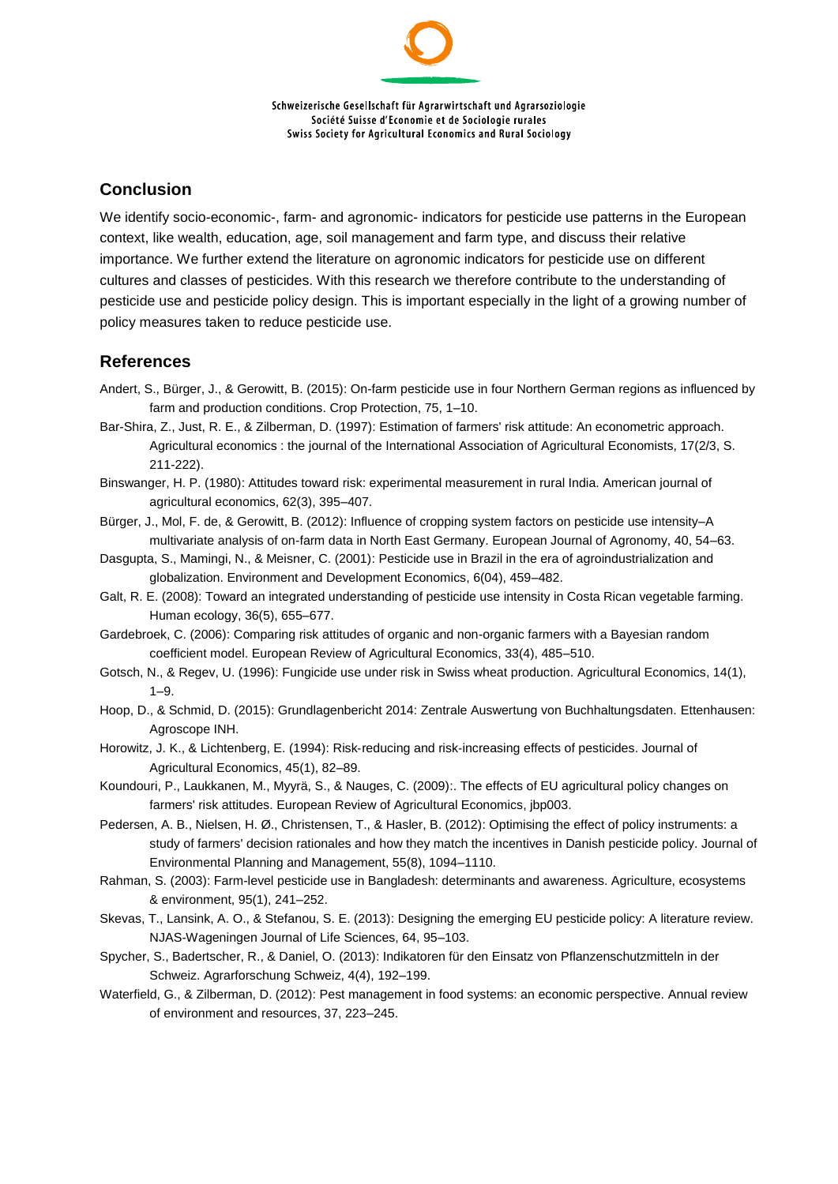## Conclusion

We identify socio-economic-, farm- and agronomic- indicators for pesticide use patterns in the European context, like wealth, education, age, soil management and farm type, and discuss their relative importance. We further extend the literature on agronomic indicators for pesticide use on different cultures and classes of pesticides. With this research we therefore contribute to the understanding of pesticide use and pesticide policy design. This is important especially in the light of a growing number of policy measures taken to reduce pesticide use.

## References

Andert, S., Bürger, J., & Gerowitt, B. (2015): On-farm pesticide use in four Northern German regions as influenced by farm and production conditions. Crop Protection, 75, 1–10.

Bar-Shira, Z., Just, R. E., & Zilberman, D. (1997): Estimation of farmers' risk attitude: An econometric approach. Agricultural economics : the journal of the International Association of Agricultural Economists, 17(2/3, S. 211-222).

Binswanger, H. P. (1980): Attitudes toward risk: experimental measurement in rural India. American journal of agricultural economics, 62(3), 395–407.

Bürger, J., Mol, F. de, & Gerowitt, B. (2012): Influence of cropping system factors on pesticide use intensity–A multivariate analysis of on-farm data in North East Germany. European Journal of Agronomy, 40, 54–63.

Dasgupta, S., Mamingi, N., & Meisner, C. (2001): Pesticide use in Brazil in the era of agroindustrialization and globalization. Environment and Development Economics, 6(04), 459–482.

Galt, R. E. (2008): Toward an integrated understanding of pesticide use intensity in Costa Rican vegetable farming. Human ecology, 36(5), 655–677.

Gardebroek, C. (2006): Comparing risk attitudes of organic and non-organic farmers with a Bayesian random coefficient model. European Review of Agricultural Economics, 33(4), 485–510.

Gotsch, N., & Regev, U. (1996): Fungicide use under risk in Swiss wheat production. Agricultural Economics, 14(1), 1–9.

Hoop, D., & Schmid, D. (2015): Grundlagenbericht 2014: Zentrale Auswertung von Buchhaltungsdaten. Ettenhausen: Agroscope INH.

Horowitz, J. K., & Lichtenberg, E. (1994): Risk-reducing and risk-increasing effects of pesticides. Journal of Agricultural Economics, 45(1), 82–89.

Koundouri, P., Laukkanen, M., Myyrä, S., & Nauges, C. (2009):. The effects of EU agricultural policy changes on farmers' risk attitudes. European Review of Agricultural Economics, jbp003.

Pedersen, A. B., Nielsen, H. Ø., Christensen, T., & Hasler, B. (2012): Optimising the effect of policy instruments: a study of farmers' decision rationales and how they match the incentives in Danish pesticide policy. Journal of Environmental Planning and Management, 55(8), 1094–1110.

Rahman, S. (2003): Farm-level pesticide use in Bangladesh: determinants and awareness. Agriculture, ecosystems & environment, 95(1), 241–252.

Skevas, T., Lansink, A. O., & Stefanou, S. E. (2013): Designing the emerging EU pesticide policy: A literature review. NJAS-Wageningen Journal of Life Sciences, 64, 95–103.

Spycher, S., Badertscher, R., & Daniel, O. (2013): Indikatoren für den Einsatz von Pflanzenschutzmitteln in der Schweiz. Agrarforschung Schweiz, 4(4), 192–199.

Waterfield, G., & Zilberman, D. (2012): Pest management in food systems: an economic perspective. Annual review of environment and resources, 37, 223–245.